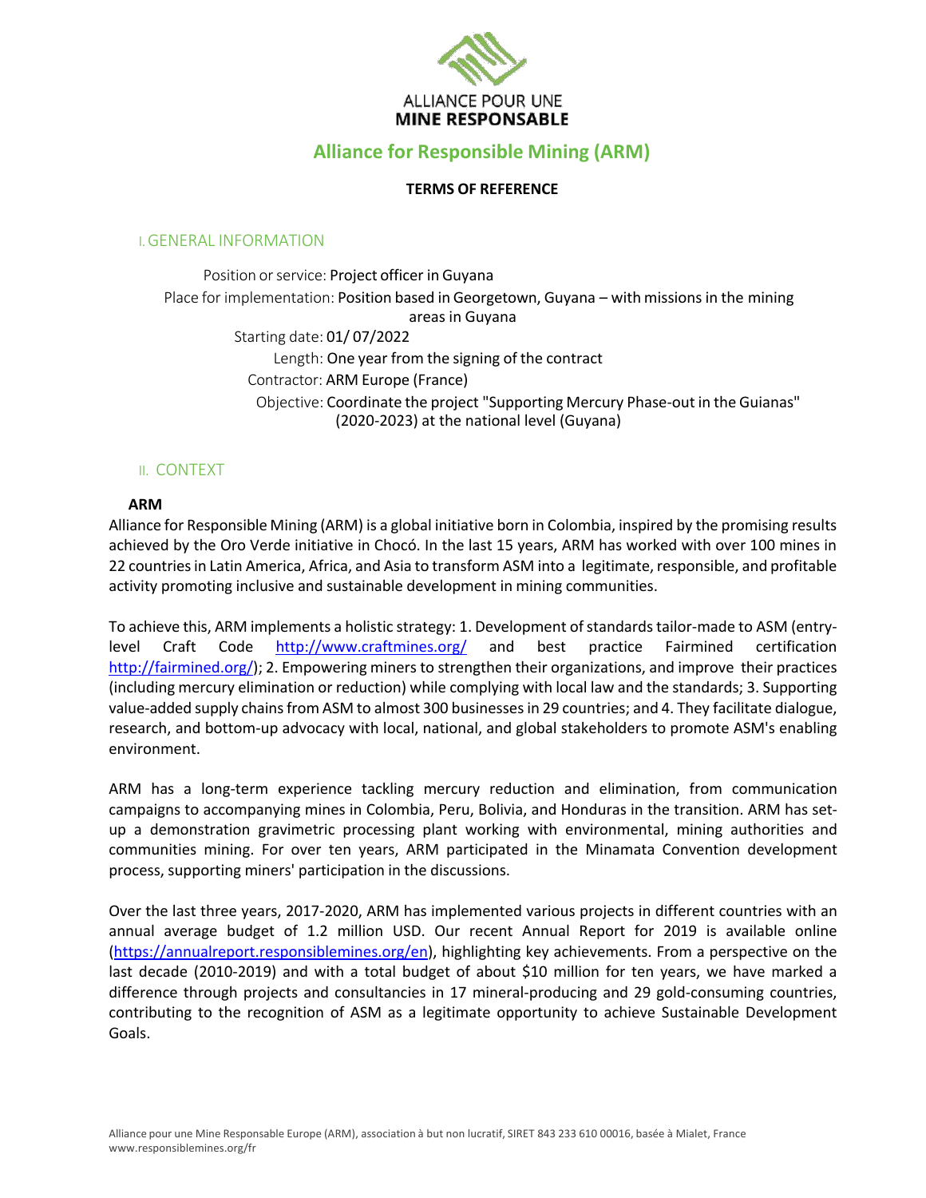ALLIANCE POUR UNE
**MINE RESPONSABLE**

# Alliance for Responsible Mining (ARM)

**TERMS OF REFERENCE**

## I. GENERAL INFORMATION

Position or service: Project officer in Guyana

Place for implementation: Position based in Georgetown, Guyana – with missions in the mining areas in Guyana

Starting date: 01/ 07/2022

Length: One year from the signing of the contract

Contractor: ARM Europe (France)

Objective: Coordinate the project "Supporting Mercury Phase-out in the Guianas" (2020-2023) at the national level (Guyana)

## II. CONTEXT

**ARM**

Alliance for Responsible Mining (ARM) is a global initiative born in Colombia, inspired by the promising results achieved by the Oro Verde initiative in Chocó. In the last 15 years, ARM has worked with over 100 mines in 22 countries in Latin America, Africa, and Asia to transform ASM into a legitimate, responsible, and profitable activity promoting inclusive and sustainable development in mining communities.

To achieve this, ARM implements a holistic strategy: 1. Development of standards tailor-made to ASM (entry-level Craft Code http://www.craftmines.org/ and best practice Fairmined certification http://fairmined.org/); 2. Empowering miners to strengthen their organizations, and improve their practices (including mercury elimination or reduction) while complying with local law and the standards; 3. Supporting value-added supply chains from ASM to almost 300 businesses in 29 countries; and 4. They facilitate dialogue, research, and bottom-up advocacy with local, national, and global stakeholders to promote ASM's enabling environment.

ARM has a long-term experience tackling mercury reduction and elimination, from communication campaigns to accompanying mines in Colombia, Peru, Bolivia, and Honduras in the transition. ARM has set-up a demonstration gravimetric processing plant working with environmental, mining authorities and communities mining. For over ten years, ARM participated in the Minamata Convention development process, supporting miners' participation in the discussions.

Over the last three years, 2017-2020, ARM has implemented various projects in different countries with an annual average budget of 1.2 million USD. Our recent Annual Report for 2019 is available online (https://annualreport.responsiblemines.org/en), highlighting key achievements. From a perspective on the last decade (2010-2019) and with a total budget of about $10 million for ten years, we have marked a difference through projects and consultancies in 17 mineral-producing and 29 gold-consuming countries, contributing to the recognition of ASM as a legitimate opportunity to achieve Sustainable Development Goals.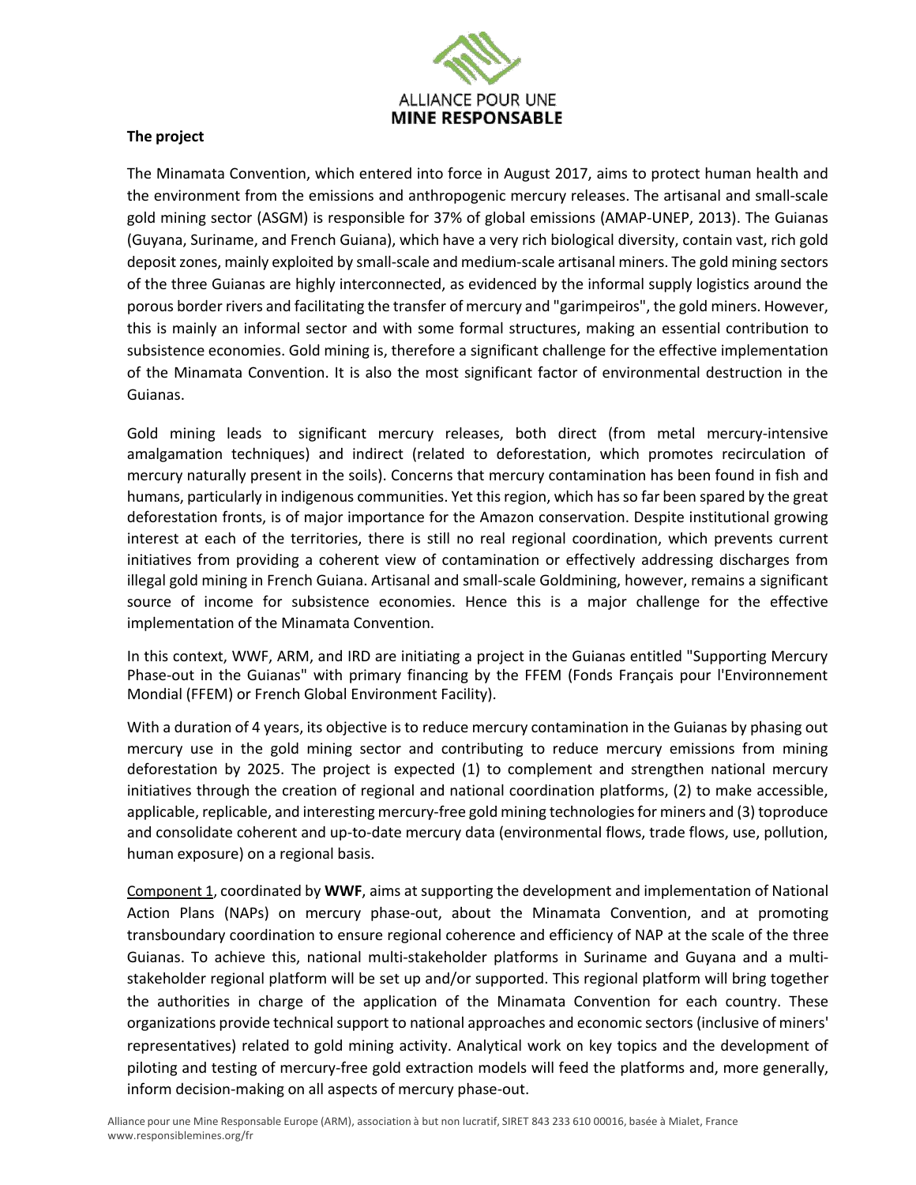### The project

The Minamata Convention, which entered into force in August 2017, aims to protect human health and the environment from the emissions and anthropogenic mercury releases. The artisanal and small-scale gold mining sector (ASGM) is responsible for 37% of global emissions (AMAP-UNEP, 2013). The Guianas (Guyana, Suriname, and French Guiana), which have a very rich biological diversity, contain vast, rich gold deposit zones, mainly exploited by small-scale and medium-scale artisanal miners. The gold mining sectors of the three Guianas are highly interconnected, as evidenced by the informal supply logistics around the porous border rivers and facilitating the transfer of mercury and "garimpeiros", the gold miners. However, this is mainly an informal sector and with some formal structures, making an essential contribution to subsistence economies. Gold mining is, therefore a significant challenge for the effective implementation of the Minamata Convention. It is also the most significant factor of environmental destruction in the Guianas.

Gold mining leads to significant mercury releases, both direct (from metal mercury-intensive amalgamation techniques) and indirect (related to deforestation, which promotes recirculation of mercury naturally present in the soils). Concerns that mercury contamination has been found in fish and humans, particularly in indigenous communities. Yet this region, which has so far been spared by the great deforestation fronts, is of major importance for the Amazon conservation. Despite institutional growing interest at each of the territories, there is still no real regional coordination, which prevents current initiatives from providing a coherent view of contamination or effectively addressing discharges from illegal gold mining in French Guiana. Artisanal and small-scale Goldmining, however, remains a significant source of income for subsistence economies. Hence this is a major challenge for the effective implementation of the Minamata Convention.

In this context, WWF, ARM, and IRD are initiating a project in the Guianas entitled "Supporting Mercury Phase-out in the Guianas" with primary financing by the FFEM (Fonds Français pour l'Environnement Mondial (FFEM) or French Global Environment Facility).

With a duration of 4 years, its objective is to reduce mercury contamination in the Guianas by phasing out mercury use in the gold mining sector and contributing to reduce mercury emissions from mining deforestation by 2025. The project is expected (1) to complement and strengthen national mercury initiatives through the creation of regional and national coordination platforms, (2) to make accessible, applicable, replicable, and interesting mercury-free gold mining technologies for miners and (3) toproduce and consolidate coherent and up-to-date mercury data (environmental flows, trade flows, use, pollution, human exposure) on a regional basis.

Component 1, coordinated by **WWF**, aims at supporting the development and implementation of National Action Plans (NAPs) on mercury phase-out, about the Minamata Convention, and at promoting transboundary coordination to ensure regional coherence and efficiency of NAP at the scale of the three Guianas. To achieve this, national multi-stakeholder platforms in Suriname and Guyana and a multi-stakeholder regional platform will be set up and/or supported. This regional platform will bring together the authorities in charge of the application of the Minamata Convention for each country. These organizations provide technical support to national approaches and economic sectors (inclusive of miners' representatives) related to gold mining activity. Analytical work on key topics and the development of piloting and testing of mercury-free gold extraction models will feed the platforms and, more generally, inform decision-making on all aspects of mercury phase-out.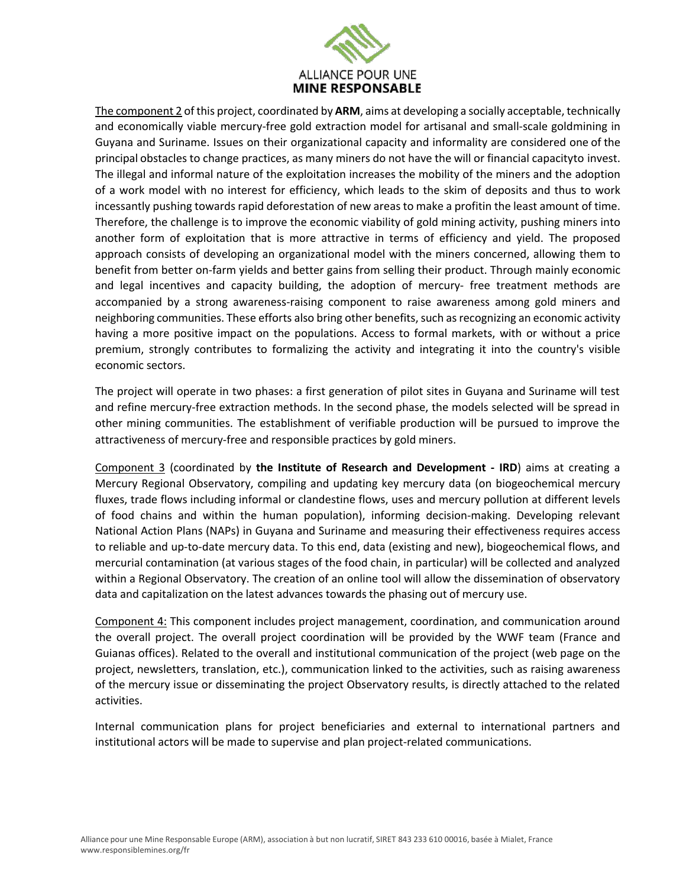The component 2 of this project, coordinated by **ARM**, aims at developing a socially acceptable, technically and economically viable mercury-free gold extraction model for artisanal and small-scale goldmining in Guyana and Suriname. Issues on their organizational capacity and informality are considered one of the principal obstacles to change practices, as many miners do not have the will or financial capacityto invest. The illegal and informal nature of the exploitation increases the mobility of the miners and the adoption of a work model with no interest for efficiency, which leads to the skim of deposits and thus to work incessantly pushing towards rapid deforestation of new areas to make a profitin the least amount of time. Therefore, the challenge is to improve the economic viability of gold mining activity, pushing miners into another form of exploitation that is more attractive in terms of efficiency and yield. The proposed approach consists of developing an organizational model with the miners concerned, allowing them to benefit from better on-farm yields and better gains from selling their product. Through mainly economic and legal incentives and capacity building, the adoption of mercury- free treatment methods are accompanied by a strong awareness-raising component to raise awareness among gold miners and neighboring communities. These efforts also bring other benefits, such as recognizing an economic activity having a more positive impact on the populations. Access to formal markets, with or without a price premium, strongly contributes to formalizing the activity and integrating it into the country's visible economic sectors.

The project will operate in two phases: a first generation of pilot sites in Guyana and Suriname will test and refine mercury-free extraction methods. In the second phase, the models selected will be spread in other mining communities. The establishment of verifiable production will be pursued to improve the attractiveness of mercury-free and responsible practices by gold miners.

Component 3 (coordinated by **the Institute of Research and Development - IRD**) aims at creating a Mercury Regional Observatory, compiling and updating key mercury data (on biogeochemical mercury fluxes, trade flows including informal or clandestine flows, uses and mercury pollution at different levels of food chains and within the human population), informing decision-making. Developing relevant National Action Plans (NAPs) in Guyana and Suriname and measuring their effectiveness requires access to reliable and up-to-date mercury data. To this end, data (existing and new), biogeochemical flows, and mercurial contamination (at various stages of the food chain, in particular) will be collected and analyzed within a Regional Observatory. The creation of an online tool will allow the dissemination of observatory data and capitalization on the latest advances towards the phasing out of mercury use.

Component 4: This component includes project management, coordination, and communication around the overall project. The overall project coordination will be provided by the WWF team (France and Guianas offices). Related to the overall and institutional communication of the project (web page on the project, newsletters, translation, etc.), communication linked to the activities, such as raising awareness of the mercury issue or disseminating the project Observatory results, is directly attached to the related activities.

Internal communication plans for project beneficiaries and external to international partners and institutional actors will be made to supervise and plan project-related communications.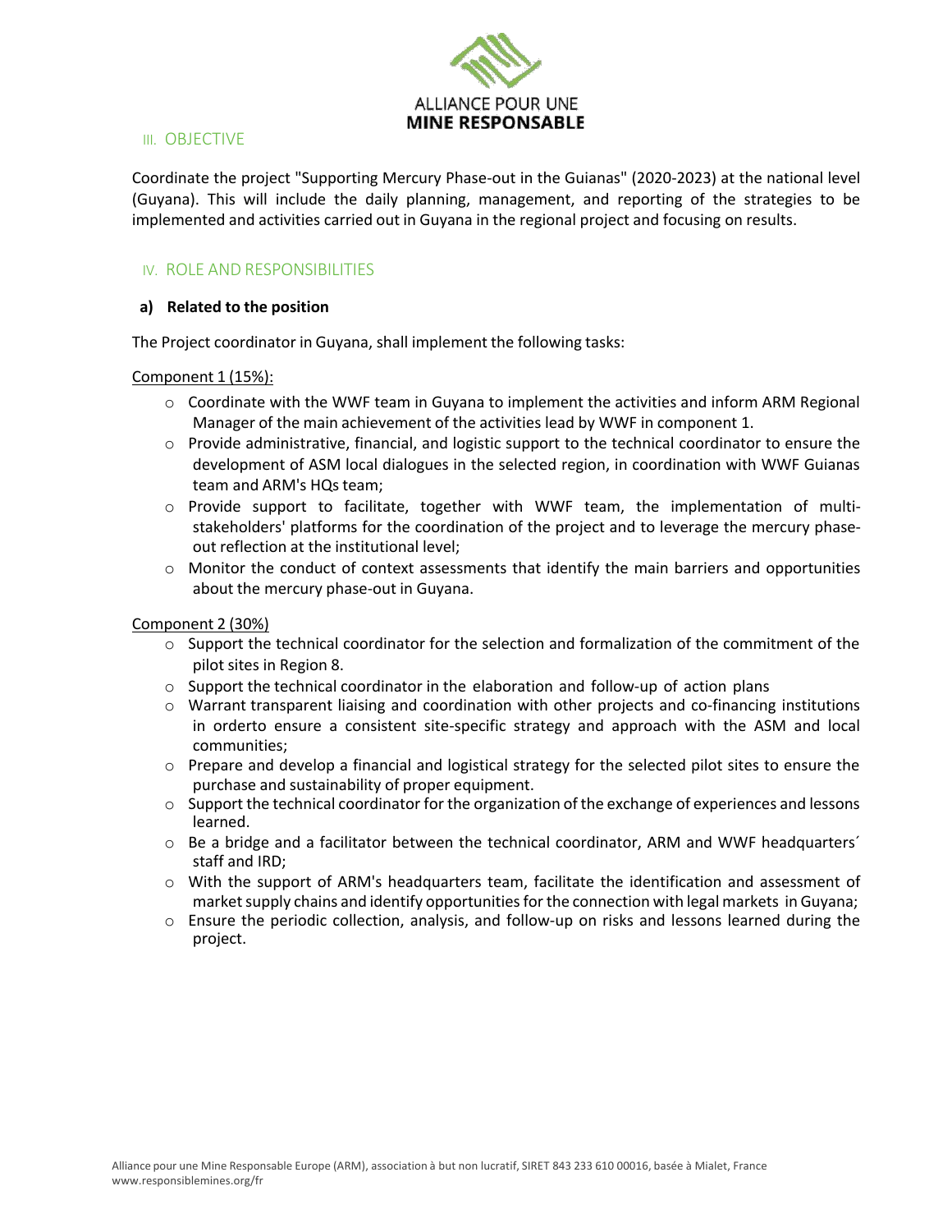## III. OBJECTIVE

Coordinate the project "Supporting Mercury Phase-out in the Guianas" (2020-2023) at the national level (Guyana). This will include the daily planning, management, and reporting of the strategies to be implemented and activities carried out in Guyana in the regional project and focusing on results.

## IV. ROLE AND RESPONSIBILITIES

### a) Related to the position

The Project coordinator in Guyana, shall implement the following tasks:

Component 1 (15%):

- Coordinate with the WWF team in Guyana to implement the activities and inform ARM Regional Manager of the main achievement of the activities lead by WWF in component 1.
- Provide administrative, financial, and logistic support to the technical coordinator to ensure the development of ASM local dialogues in the selected region, in coordination with WWF Guianas team and ARM's HQs team;
- Provide support to facilitate, together with WWF team, the implementation of multi-stakeholders' platforms for the coordination of the project and to leverage the mercury phase-out reflection at the institutional level;
- Monitor the conduct of context assessments that identify the main barriers and opportunities about the mercury phase-out in Guyana.

Component 2 (30%)

- Support the technical coordinator for the selection and formalization of the commitment of the pilot sites in Region 8.
- Support the technical coordinator in the elaboration and follow-up of action plans
- Warrant transparent liaising and coordination with other projects and co-financing institutions in orderto ensure a consistent site-specific strategy and approach with the ASM and local communities;
- Prepare and develop a financial and logistical strategy for the selected pilot sites to ensure the purchase and sustainability of proper equipment.
- Support the technical coordinator for the organization of the exchange of experiences and lessons learned.
- Be a bridge and a facilitator between the technical coordinator, ARM and WWF headquarters´ staff and IRD;
- With the support of ARM's headquarters team, facilitate the identification and assessment of market supply chains and identify opportunities for the connection with legal markets in Guyana;
- Ensure the periodic collection, analysis, and follow-up on risks and lessons learned during the project.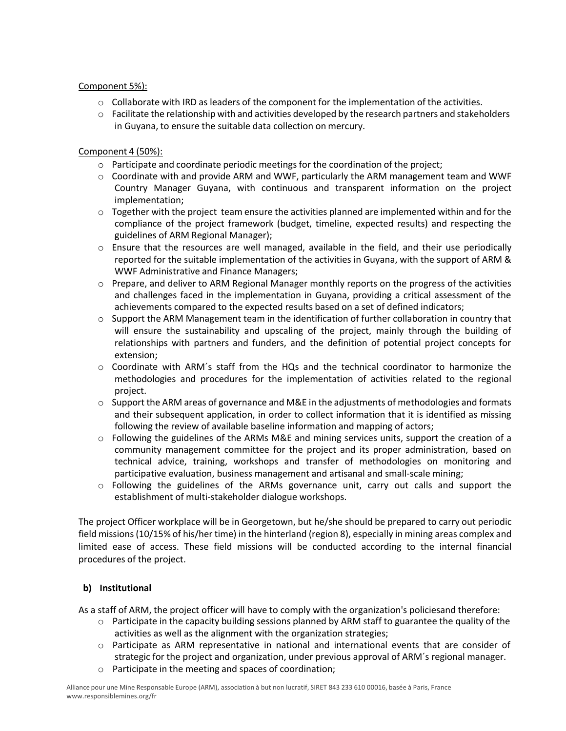Component 5%):

- Collaborate with IRD as leaders of the component for the implementation of the activities.
- Facilitate the relationship with and activities developed by the research partners and stakeholders in Guyana, to ensure the suitable data collection on mercury.

Component 4 (50%):

- Participate and coordinate periodic meetings for the coordination of the project;
- Coordinate with and provide ARM and WWF, particularly the ARM management team and WWF Country Manager Guyana, with continuous and transparent information on the project implementation;
- Together with the project team ensure the activities planned are implemented within and for the compliance of the project framework (budget, timeline, expected results) and respecting the guidelines of ARM Regional Manager);
- Ensure that the resources are well managed, available in the field, and their use periodically reported for the suitable implementation of the activities in Guyana, with the support of ARM & WWF Administrative and Finance Managers;
- Prepare, and deliver to ARM Regional Manager monthly reports on the progress of the activities and challenges faced in the implementation in Guyana, providing a critical assessment of the achievements compared to the expected results based on a set of defined indicators;
- Support the ARM Management team in the identification of further collaboration in country that will ensure the sustainability and upscaling of the project, mainly through the building of relationships with partners and funders, and the definition of potential project concepts for extension;
- Coordinate with ARM´s staff from the HQs and the technical coordinator to harmonize the methodologies and procedures for the implementation of activities related to the regional project.
- Support the ARM areas of governance and M&E in the adjustments of methodologies and formats and their subsequent application, in order to collect information that it is identified as missing following the review of available baseline information and mapping of actors;
- Following the guidelines of the ARMs M&E and mining services units, support the creation of a community management committee for the project and its proper administration, based on technical advice, training, workshops and transfer of methodologies on monitoring and participative evaluation, business management and artisanal and small-scale mining;
- Following the guidelines of the ARMs governance unit, carry out calls and support the establishment of multi-stakeholder dialogue workshops.

The project Officer workplace will be in Georgetown, but he/she should be prepared to carry out periodic field missions (10/15% of his/her time) in the hinterland (region 8), especially in mining areas complex and limited ease of access. These field missions will be conducted according to the internal financial procedures of the project.

**b) Institutional**

As a staff of ARM, the project officer will have to comply with the organization's policiesand therefore:

- Participate in the capacity building sessions planned by ARM staff to guarantee the quality of the activities as well as the alignment with the organization strategies;
- Participate as ARM representative in national and international events that are consider of strategic for the project and organization, under previous approval of ARM´s regional manager.
- Participate in the meeting and spaces of coordination;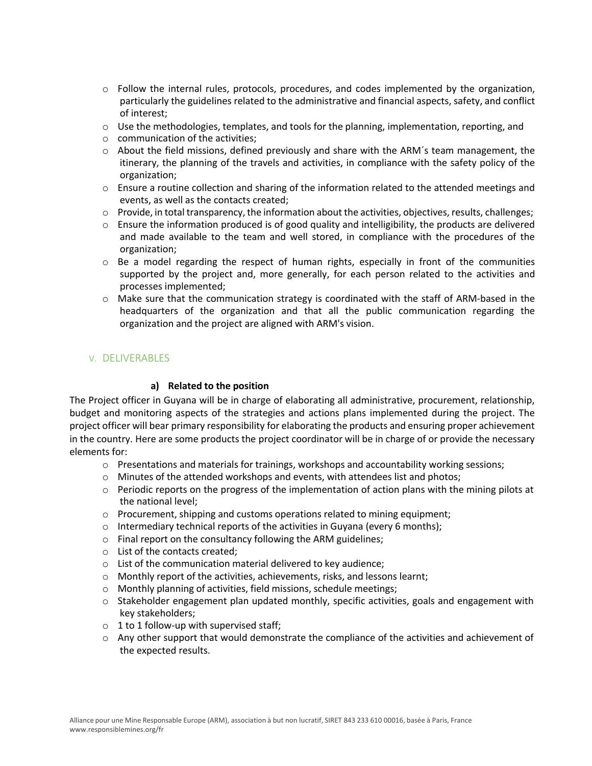- Follow the internal rules, protocols, procedures, and codes implemented by the organization, particularly the guidelines related to the administrative and financial aspects, safety, and conflict of interest;
- Use the methodologies, templates, and tools for the planning, implementation, reporting, and
- communication of the activities;
- About the field missions, defined previously and share with the ARM´s team management, the itinerary, the planning of the travels and activities, in compliance with the safety policy of the organization;
- Ensure a routine collection and sharing of the information related to the attended meetings and events, as well as the contacts created;
- Provide, in total transparency, the information about the activities, objectives, results, challenges;
- Ensure the information produced is of good quality and intelligibility, the products are delivered and made available to the team and well stored, in compliance with the procedures of the organization;
- Be a model regarding the respect of human rights, especially in front of the communities supported by the project and, more generally, for each person related to the activities and processes implemented;
- Make sure that the communication strategy is coordinated with the staff of ARM-based in the headquarters of the organization and that all the public communication regarding the organization and the project are aligned with ARM's vision.

## V. DELIVERABLES

### a) Related to the position

The Project officer in Guyana will be in charge of elaborating all administrative, procurement, relationship, budget and monitoring aspects of the strategies and actions plans implemented during the project. The project officer will bear primary responsibility for elaborating the products and ensuring proper achievement in the country. Here are some products the project coordinator will be in charge of or provide the necessary elements for:

- Presentations and materials for trainings, workshops and accountability working sessions;
- Minutes of the attended workshops and events, with attendees list and photos;
- Periodic reports on the progress of the implementation of action plans with the mining pilots at the national level;
- Procurement, shipping and customs operations related to mining equipment;
- Intermediary technical reports of the activities in Guyana (every 6 months);
- Final report on the consultancy following the ARM guidelines;
- List of the contacts created;
- List of the communication material delivered to key audience;
- Monthly report of the activities, achievements, risks, and lessons learnt;
- Monthly planning of activities, field missions, schedule meetings;
- Stakeholder engagement plan updated monthly, specific activities, goals and engagement with key stakeholders;
- 1 to 1 follow-up with supervised staff;
- Any other support that would demonstrate the compliance of the activities and achievement of the expected results.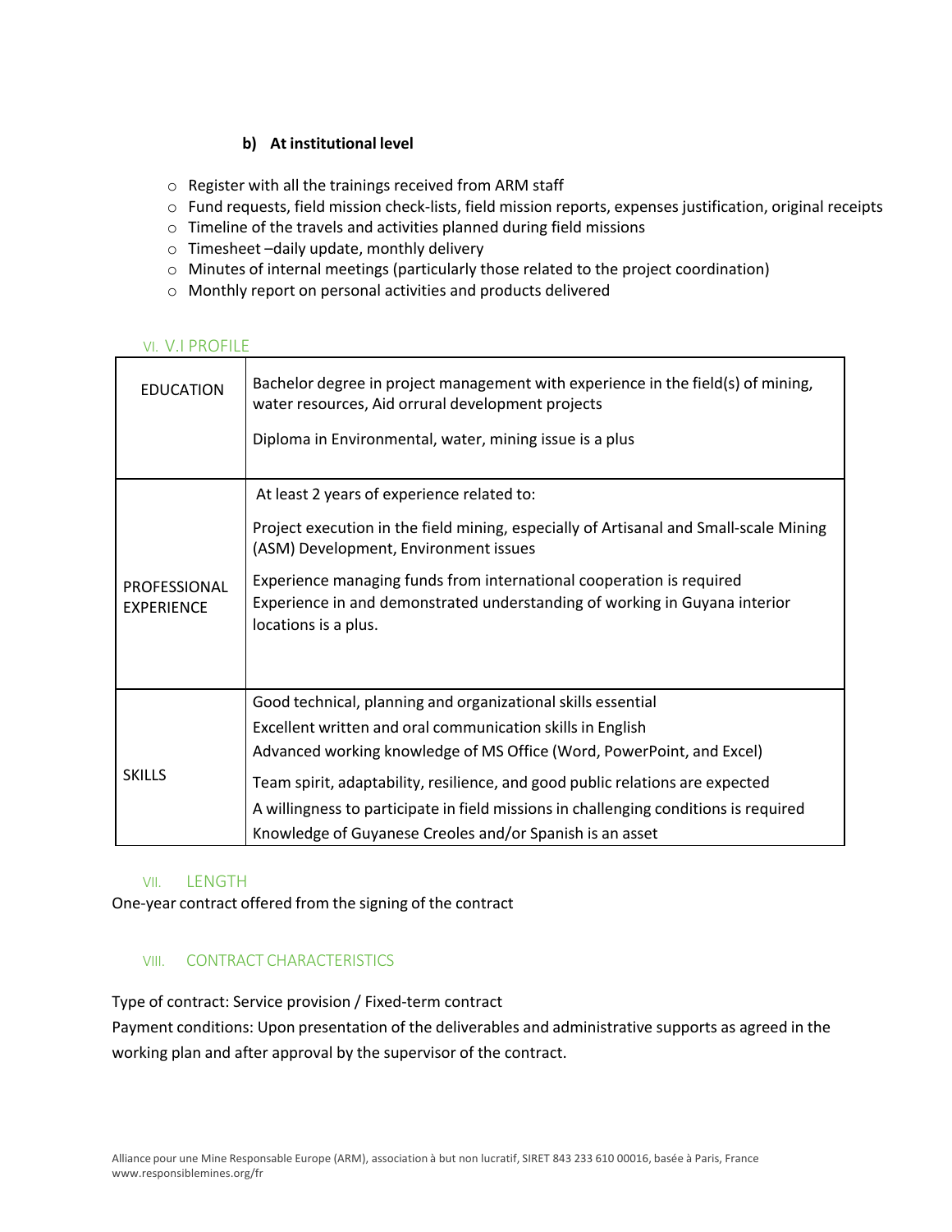**b) At institutional level**

- Register with all the trainings received from ARM staff
- Fund requests, field mission check-lists, field mission reports, expenses justification, original receipts
- Timeline of the travels and activities planned during field missions
- Timesheet –daily update, monthly delivery
- Minutes of internal meetings (particularly those related to the project coordination)
- Monthly report on personal activities and products delivered

## VI. V.I PROFILE

| | |
|---|---|
| EDUCATION | Bachelor degree in project management with experience in the field(s) of mining, water resources, Aid orrural development projects<br><br>Diploma in Environmental, water, mining issue is a plus |
| PROFESSIONAL EXPERIENCE | At least 2 years of experience related to:<br><br>Project execution in the field mining, especially of Artisanal and Small-scale Mining (ASM) Development, Environment issues<br><br>Experience managing funds from international cooperation is required<br>Experience in and demonstrated understanding of working in Guyana interior locations is a plus. |
| SKILLS | Good technical, planning and organizational skills essential<br>Excellent written and oral communication skills in English<br>Advanced working knowledge of MS Office (Word, PowerPoint, and Excel)<br>Team spirit, adaptability, resilience, and good public relations are expected<br>A willingness to participate in field missions in challenging conditions is required<br>Knowledge of Guyanese Creoles and/or Spanish is an asset |

## VII. LENGTH

One-year contract offered from the signing of the contract

## VIII. CONTRACT CHARACTERISTICS

Type of contract: Service provision / Fixed-term contract
Payment conditions: Upon presentation of the deliverables and administrative supports as agreed in the working plan and after approval by the supervisor of the contract.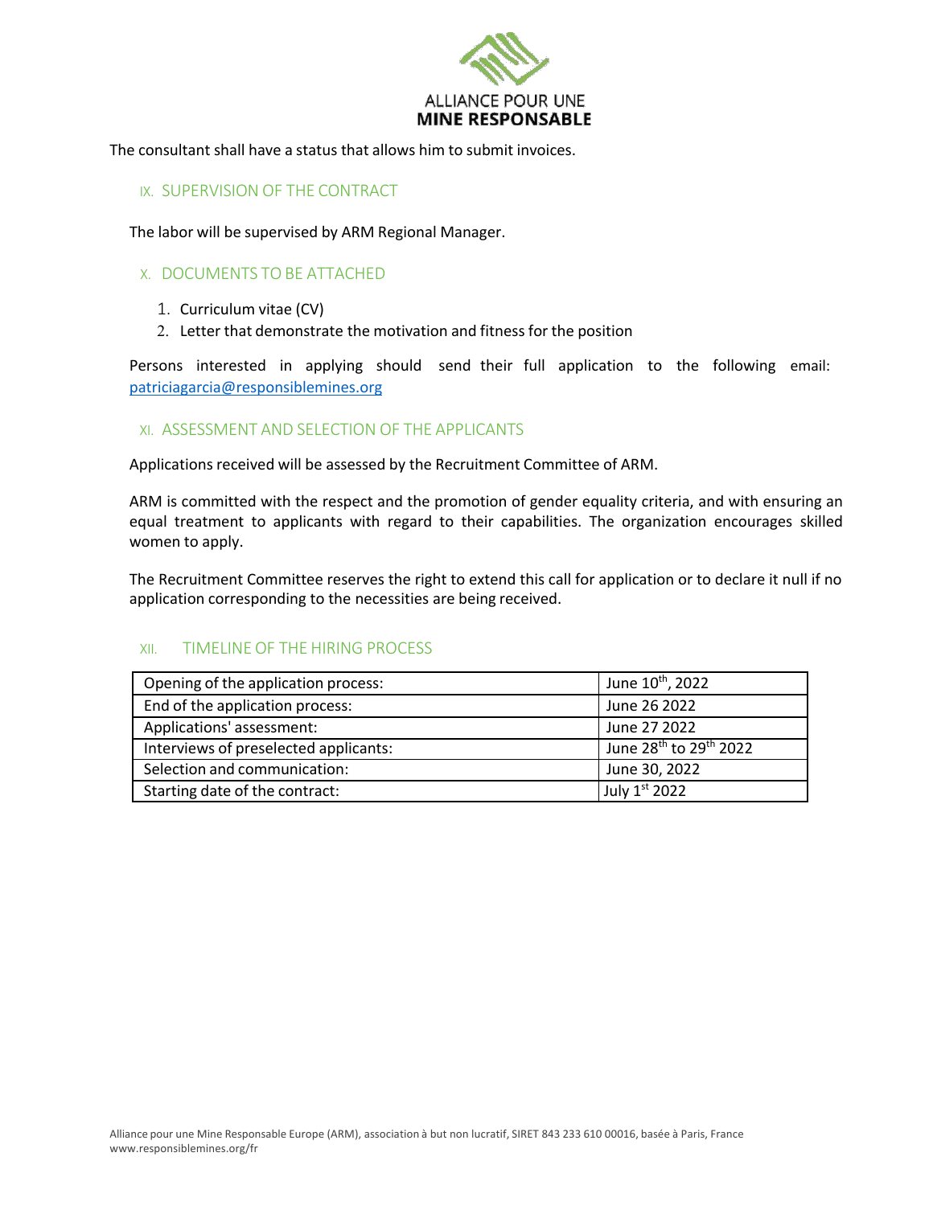The consultant shall have a status that allows him to submit invoices.

## IX. SUPERVISION OF THE CONTRACT

The labor will be supervised by ARM Regional Manager.

## X. DOCUMENTS TO BE ATTACHED

1. Curriculum vitae (CV)
2. Letter that demonstrate the motivation and fitness for the position

Persons interested in applying should send their full application to the following email: patriciagarcia@responsiblemines.org

## XI. ASSESSMENT AND SELECTION OF THE APPLICANTS

Applications received will be assessed by the Recruitment Committee of ARM.

ARM is committed with the respect and the promotion of gender equality criteria, and with ensuring an equal treatment to applicants with regard to their capabilities. The organization encourages skilled women to apply.

The Recruitment Committee reserves the right to extend this call for application or to declare it null if no application corresponding to the necessities are being received.

## XII. TIMELINE OF THE HIRING PROCESS

| | |
|---|---|
| Opening of the application process: | June 10th, 2022 |
| End of the application process: | June 26 2022 |
| Applications' assessment: | June 27 2022 |
| Interviews of preselected applicants: | June 28th to 29th 2022 |
| Selection and communication: | June 30, 2022 |
| Starting date of the contract: | July 1st 2022 |